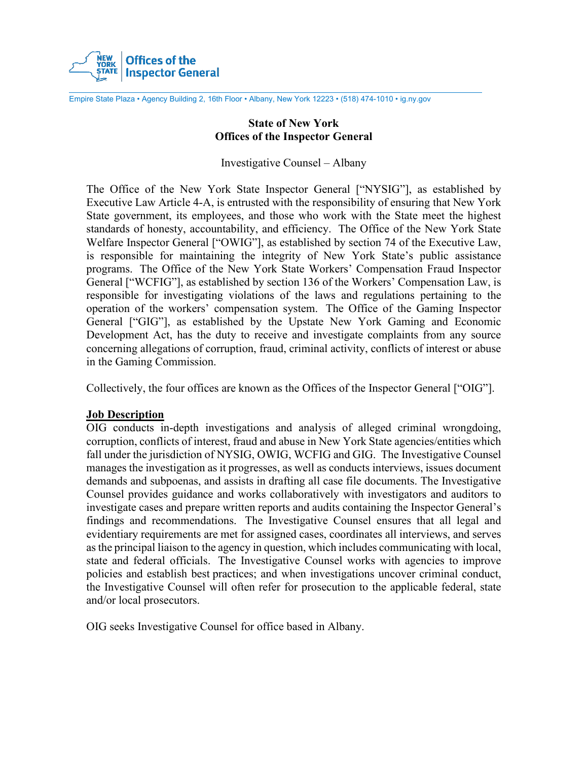Offices of the Inspector General

Empire State Plaza • Agency Building 2, 16th Floor • Albany, New York 12223 • (518) 474-1010 • ig.ny.gov

# State of New York
# Offices of the Inspector General

Investigative Counsel – Albany

The Office of the New York State Inspector General ["NYSIG"], as established by Executive Law Article 4-A, is entrusted with the responsibility of ensuring that New York State government, its employees, and those who work with the State meet the highest standards of honesty, accountability, and efficiency. The Office of the New York State Welfare Inspector General ["OWIG"], as established by section 74 of the Executive Law, is responsible for maintaining the integrity of New York State's public assistance programs. The Office of the New York State Workers' Compensation Fraud Inspector General ["WCFIG"], as established by section 136 of the Workers' Compensation Law, is responsible for investigating violations of the laws and regulations pertaining to the operation of the workers' compensation system. The Office of the Gaming Inspector General ["GIG"], as established by the Upstate New York Gaming and Economic Development Act, has the duty to receive and investigate complaints from any source concerning allegations of corruption, fraud, criminal activity, conflicts of interest or abuse in the Gaming Commission.

Collectively, the four offices are known as the Offices of the Inspector General ["OIG"].

## Job Description

OIG conducts in-depth investigations and analysis of alleged criminal wrongdoing, corruption, conflicts of interest, fraud and abuse in New York State agencies/entities which fall under the jurisdiction of NYSIG, OWIG, WCFIG and GIG. The Investigative Counsel manages the investigation as it progresses, as well as conducts interviews, issues document demands and subpoenas, and assists in drafting all case file documents. The Investigative Counsel provides guidance and works collaboratively with investigators and auditors to investigate cases and prepare written reports and audits containing the Inspector General's findings and recommendations. The Investigative Counsel ensures that all legal and evidentiary requirements are met for assigned cases, coordinates all interviews, and serves as the principal liaison to the agency in question, which includes communicating with local, state and federal officials. The Investigative Counsel works with agencies to improve policies and establish best practices; and when investigations uncover criminal conduct, the Investigative Counsel will often refer for prosecution to the applicable federal, state and/or local prosecutors.

OIG seeks Investigative Counsel for office based in Albany.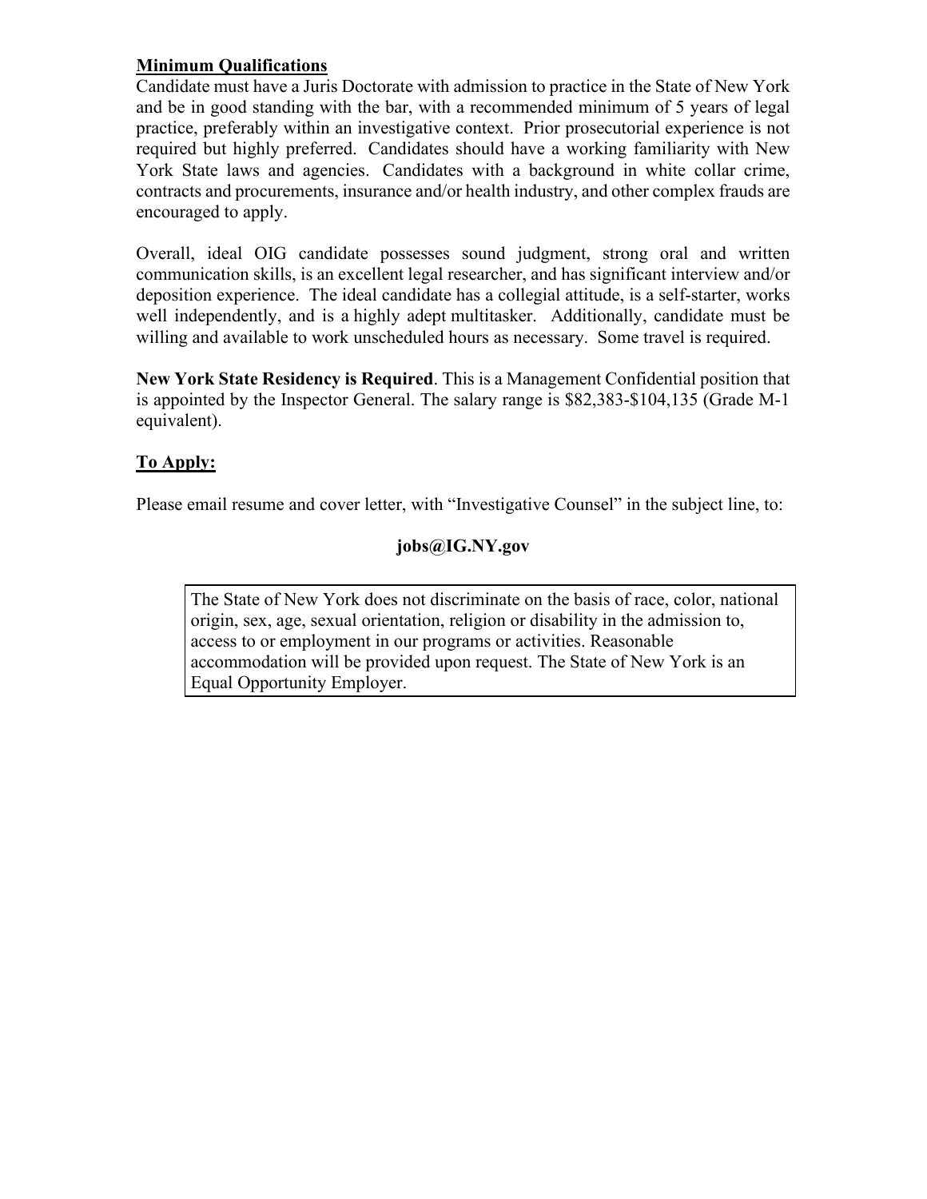## Minimum Qualifications

Candidate must have a Juris Doctorate with admission to practice in the State of New York and be in good standing with the bar, with a recommended minimum of 5 years of legal practice, preferably within an investigative context. Prior prosecutorial experience is not required but highly preferred. Candidates should have a working familiarity with New York State laws and agencies. Candidates with a background in white collar crime, contracts and procurements, insurance and/or health industry, and other complex frauds are encouraged to apply.

Overall, ideal OIG candidate possesses sound judgment, strong oral and written communication skills, is an excellent legal researcher, and has significant interview and/or deposition experience. The ideal candidate has a collegial attitude, is a self-starter, works well independently, and is a highly adept multitasker. Additionally, candidate must be willing and available to work unscheduled hours as necessary. Some travel is required.

**New York State Residency is Required**. This is a Management Confidential position that is appointed by the Inspector General. The salary range is $82,383-$104,135 (Grade M-1 equivalent).

## To Apply:

Please email resume and cover letter, with "Investigative Counsel" in the subject line, to:

**jobs@IG.NY.gov**

The State of New York does not discriminate on the basis of race, color, national origin, sex, age, sexual orientation, religion or disability in the admission to, access to or employment in our programs or activities. Reasonable accommodation will be provided upon request. The State of New York is an Equal Opportunity Employer.